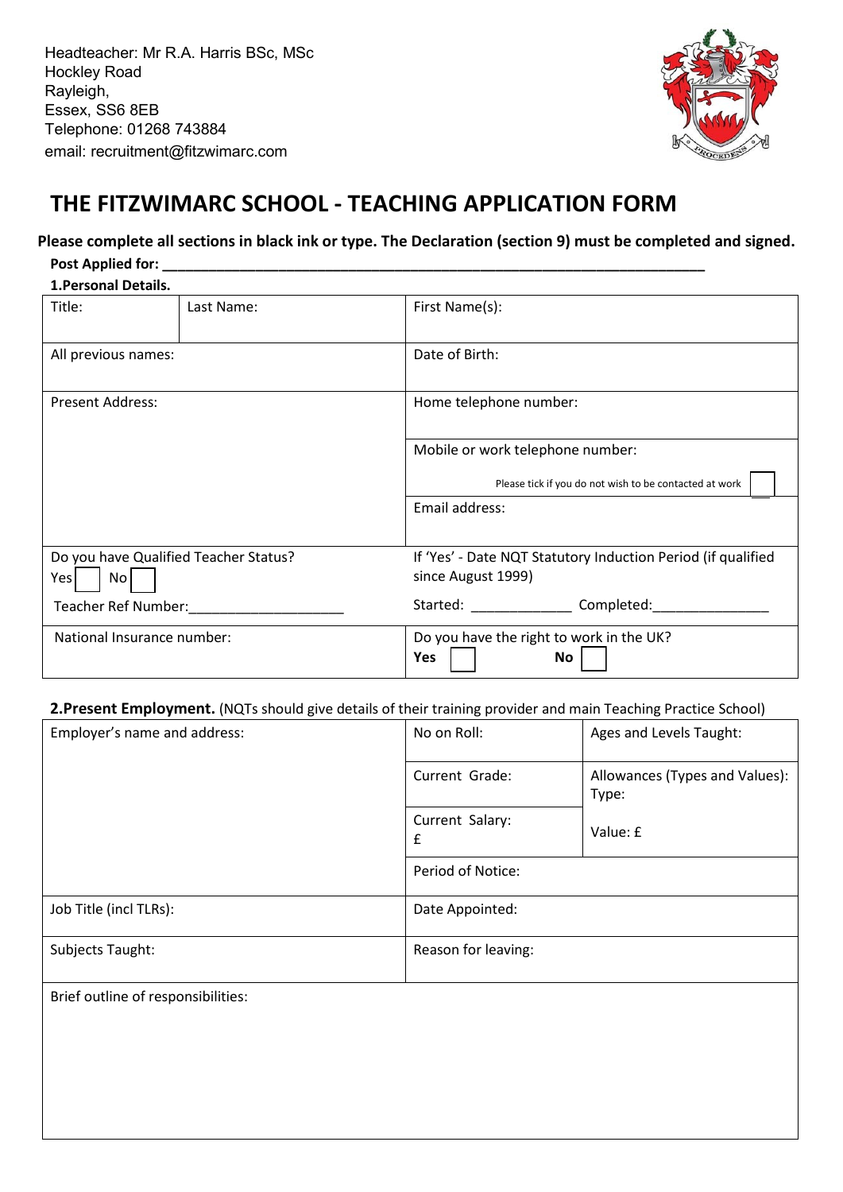Headteacher: Mr R.A. Harris BSc, MSc
Hockley Road
Rayleigh,
Essex, SS6 8EB
Telephone: 01268 743884
email: recruitment@fitzwimarc.com

# THE FITZWIMARC SCHOOL - TEACHING APPLICATION FORM

**Please complete all sections in black ink or type. The Declaration (section 9) must be completed and signed.**

**Post Applied for: ______________________________________________________________________**

**1.Personal Details.**

| Title: | Last Name: | First Name(s): |
|---|---|---|
| All previous names: | | Date of Birth: |
| Present Address: | | Home telephone number: |
| | | Mobile or work telephone number: Please tick if you do not wish to be contacted at work ☐ |
| | | Email address: |
| Do you have Qualified Teacher Status? Yes ☐ No ☐ Teacher Ref Number:____________________ | | If 'Yes' - Date NQT Statutory Induction Period (if qualified since August 1999) Started: _____________ Completed:_______________ |
| National Insurance number: | | Do you have the right to work in the UK? **Yes** ☐ **No** ☐ |

**2.Present Employment.** (NQTs should give details of their training provider and main Teaching Practice School)

| Employer's name and address: | No on Roll: | Ages and Levels Taught: |
|---|---|---|
| | Current Grade: | Allowances (Types and Values): Type: |
| | Current Salary: £ | Value: £ |
| | Period of Notice: | |
| Job Title (incl TLRs): | Date Appointed: | |
| Subjects Taught: | Reason for leaving: | |
| Brief outline of responsibilities: | | |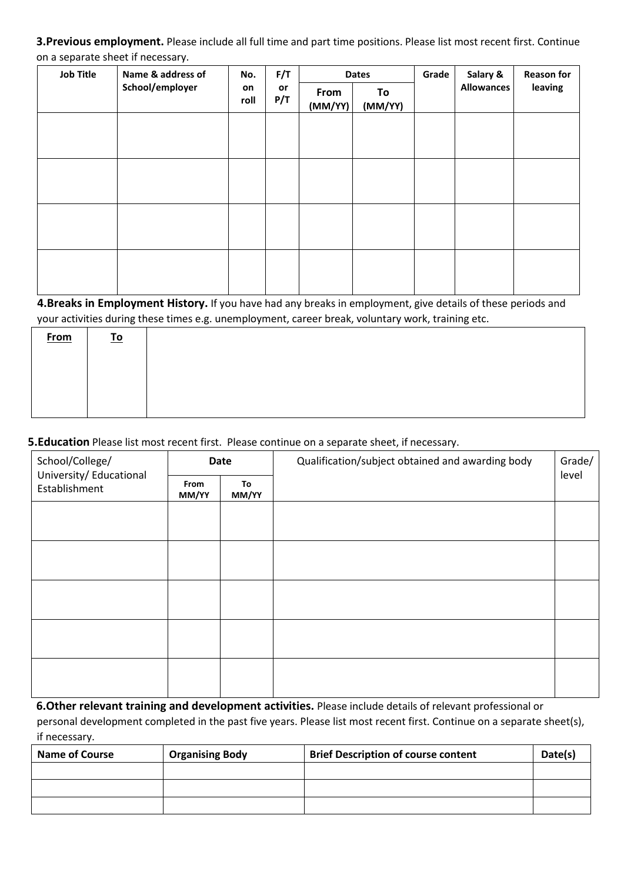**3.Previous employment.** Please include all full time and part time positions. Please list most recent first. Continue on a separate sheet if necessary.

| Job Title | Name & address of School/employer | No. on roll | F/T or P/T | Dates | | Grade | Salary & Allowances | Reason for leaving |
|---|---|---|---|---|---|---|---|---|
| | | | | From (MM/YY) | To (MM/YY) | | | |
| | | | | | | | | |
| | | | | | | | | |
| | | | | | | | | |
| | | | | | | | | |

**4.Breaks in Employment History.** If you have had any breaks in employment, give details of these periods and your activities during these times e.g. unemployment, career break, voluntary work, training etc.

| From | To | |
|---|---|---|
| | | |

**5.Education** Please list most recent first. Please continue on a separate sheet, if necessary.

| School/College/ University/ Educational Establishment | Date | | Qualification/subject obtained and awarding body | Grade/ level |
|---|---|---|---|---|
| | From MM/YY | To MM/YY | | |
| | | | | |
| | | | | |
| | | | | |
| | | | | |
| | | | | |

**6.Other relevant training and development activities.** Please include details of relevant professional or personal development completed in the past five years. Please list most recent first. Continue on a separate sheet(s), if necessary.

| Name of Course | Organising Body | Brief Description of course content | Date(s) |
|---|---|---|---|
| | | | |
| | | | |
| | | | |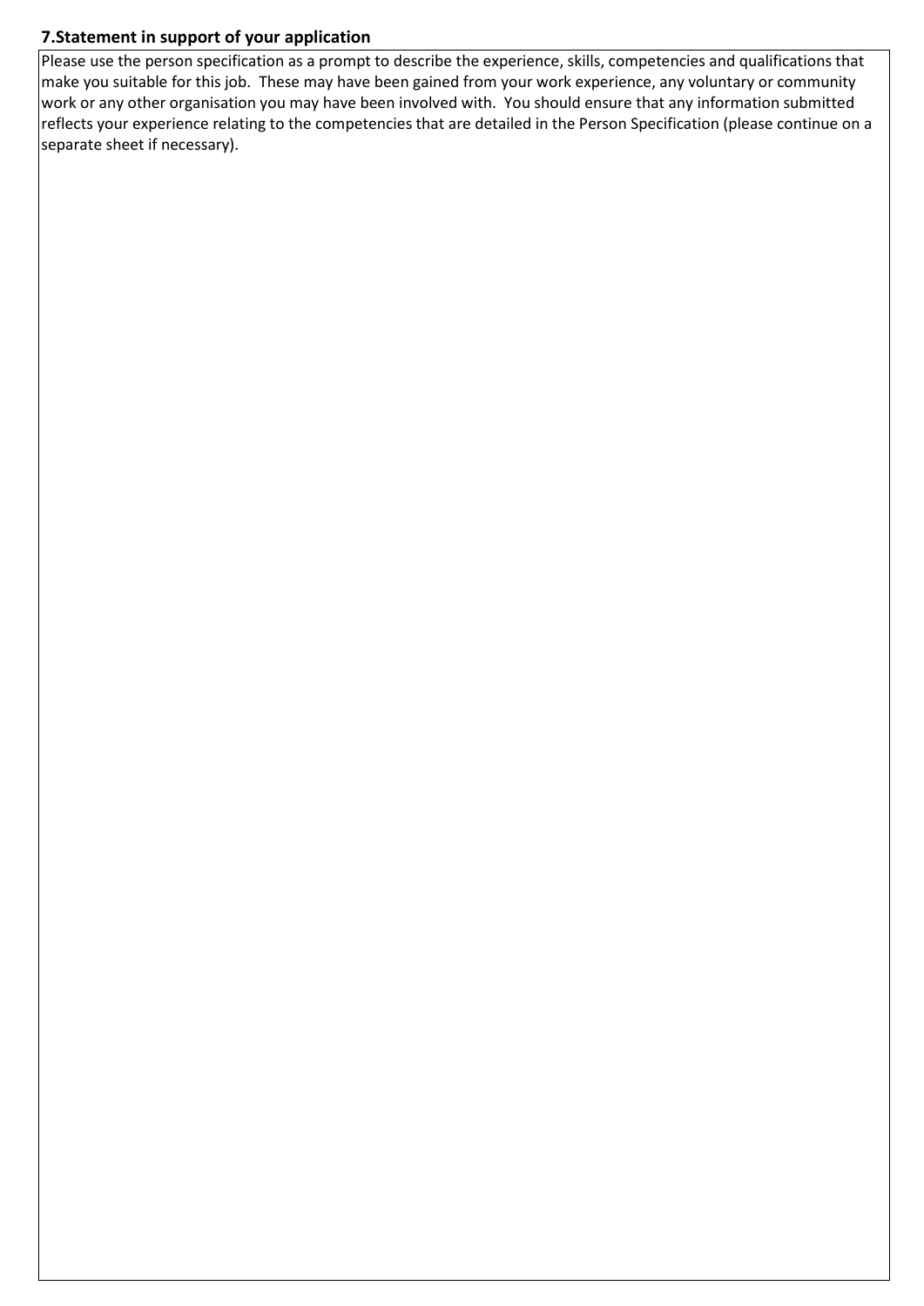## 7.Statement in support of your application

Please use the person specification as a prompt to describe the experience, skills, competencies and qualifications that make you suitable for this job. These may have been gained from your work experience, any voluntary or community work or any other organisation you may have been involved with. You should ensure that any information submitted reflects your experience relating to the competencies that are detailed in the Person Specification (please continue on a separate sheet if necessary).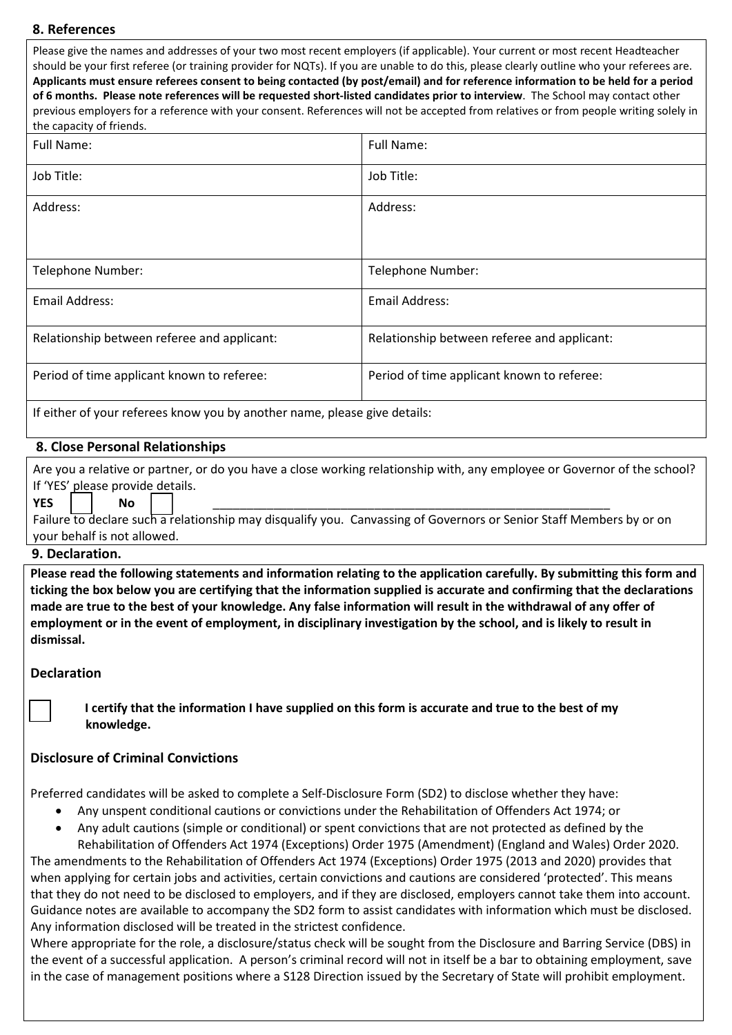## 8. References

Please give the names and addresses of your two most recent employers (if applicable). Your current or most recent Headteacher should be your first referee (or training provider for NQTs). If you are unable to do this, please clearly outline who your referees are. **Applicants must ensure referees consent to being contacted (by post/email) and for reference information to be held for a period of 6 months. Please note references will be requested short-listed candidates prior to interview**. The School may contact other previous employers for a reference with your consent. References will not be accepted from relatives or from people writing solely in the capacity of friends.

| Full Name: | Full Name: |
|---|---|
| Job Title: | Job Title: |
| Address: | Address: |
| Telephone Number: | Telephone Number: |
| Email Address: | Email Address: |
| Relationship between referee and applicant: | Relationship between referee and applicant: |
| Period of time applicant known to referee: | Period of time applicant known to referee: |
| If either of your referees know you by another name, please give details: | |

## 8. Close Personal Relationships

Are you a relative or partner, or do you have a close working relationship with, any employee or Governor of the school? If 'YES' please provide details.

**YES** ☐ **No** ☐ ____________________________________________________________

Failure to declare such a relationship may disqualify you. Canvassing of Governors or Senior Staff Members by or on your behalf is not allowed.

## 9. Declaration.

**Please read the following statements and information relating to the application carefully. By submitting this form and ticking the box below you are certifying that the information supplied is accurate and confirming that the declarations made are true to the best of your knowledge. Any false information will result in the withdrawal of any offer of employment or in the event of employment, in disciplinary investigation by the school, and is likely to result in dismissal.**

### Declaration

☐ **I certify that the information I have supplied on this form is accurate and true to the best of my knowledge.**

### Disclosure of Criminal Convictions

Preferred candidates will be asked to complete a Self-Disclosure Form (SD2) to disclose whether they have:

- Any unspent conditional cautions or convictions under the Rehabilitation of Offenders Act 1974; or
- Any adult cautions (simple or conditional) or spent convictions that are not protected as defined by the Rehabilitation of Offenders Act 1974 (Exceptions) Order 1975 (Amendment) (England and Wales) Order 2020.

The amendments to the Rehabilitation of Offenders Act 1974 (Exceptions) Order 1975 (2013 and 2020) provides that when applying for certain jobs and activities, certain convictions and cautions are considered 'protected'. This means that they do not need to be disclosed to employers, and if they are disclosed, employers cannot take them into account. Guidance notes are available to accompany the SD2 form to assist candidates with information which must be disclosed. Any information disclosed will be treated in the strictest confidence.

Where appropriate for the role, a disclosure/status check will be sought from the Disclosure and Barring Service (DBS) in the event of a successful application. A person's criminal record will not in itself be a bar to obtaining employment, save in the case of management positions where a S128 Direction issued by the Secretary of State will prohibit employment.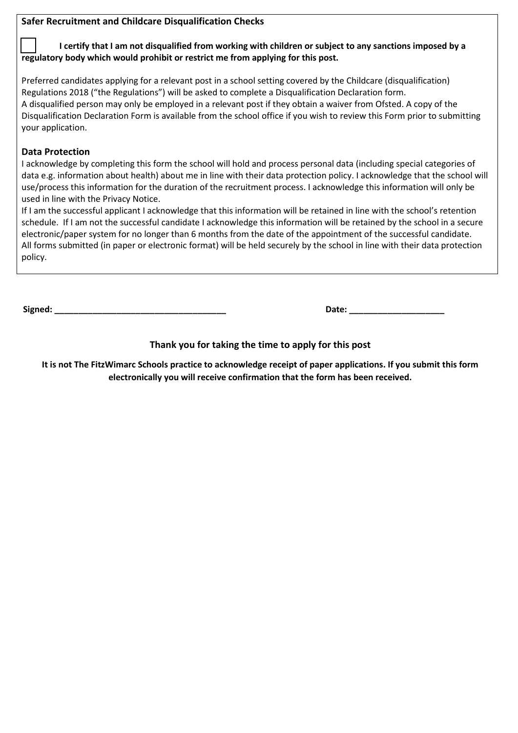**Safer Recruitment and Childcare Disqualification Checks**

☐ **I certify that I am not disqualified from working with children or subject to any sanctions imposed by a regulatory body which would prohibit or restrict me from applying for this post.**

Preferred candidates applying for a relevant post in a school setting covered by the Childcare (disqualification) Regulations 2018 ("the Regulations") will be asked to complete a Disqualification Declaration form.
A disqualified person may only be employed in a relevant post if they obtain a waiver from Ofsted. A copy of the Disqualification Declaration Form is available from the school office if you wish to review this Form prior to submitting your application.

**Data Protection**

I acknowledge by completing this form the school will hold and process personal data (including special categories of data e.g. information about health) about me in line with their data protection policy. I acknowledge that the school will use/process this information for the duration of the recruitment process. I acknowledge this information will only be used in line with the Privacy Notice.
If I am the successful applicant I acknowledge that this information will be retained in line with the school's retention schedule. If I am not the successful candidate I acknowledge this information will be retained by the school in a secure electronic/paper system for no longer than 6 months from the date of the appointment of the successful candidate.
All forms submitted (in paper or electronic format) will be held securely by the school in line with their data protection policy.

**Signed: ____________________________________** **Date: ____________________**

**Thank you for taking the time to apply for this post**

**It is not The FitzWimarc Schools practice to acknowledge receipt of paper applications. If you submit this form electronically you will receive confirmation that the form has been received.**